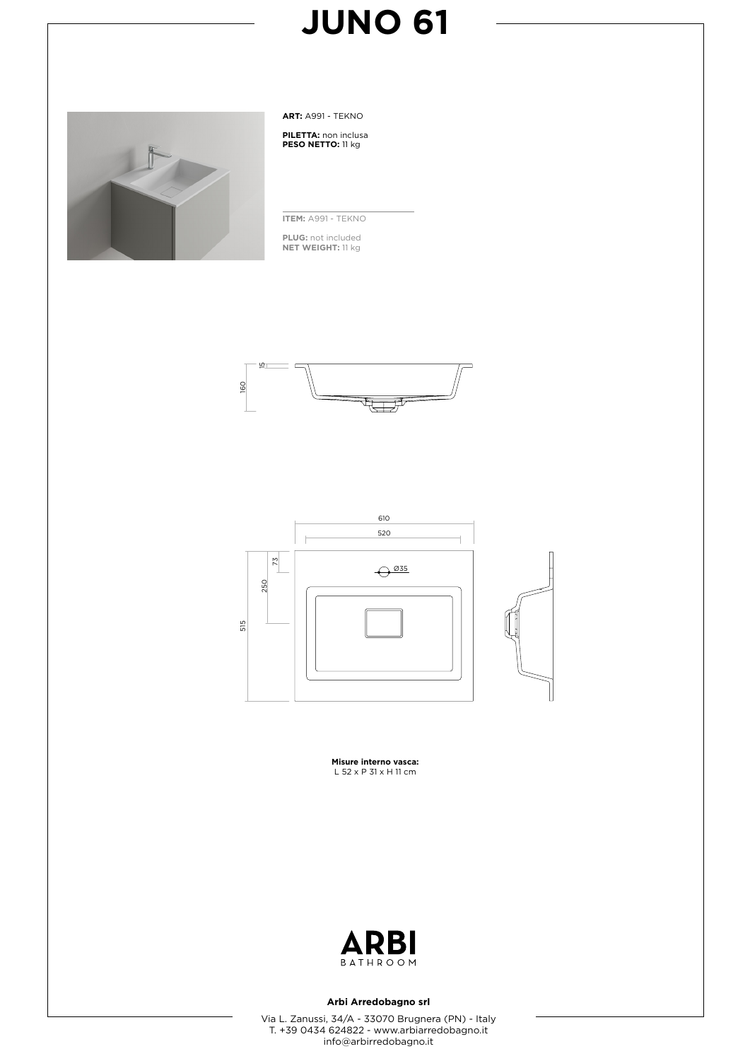# JUNO 61

**ART:** A991 - TEKNO

**PILETTA:** non inclusa
**PESO NETTO:** 11 kg

**ITEM:** A991 - TEKNO

**PLUG:** not included
**NET WEIGHT:** 11 kg

**Misure interno vasca:**
L 52 x P 31 x H 11 cm

**Arbi Arredobagno srl**

Via L. Zanussi, 34/A - 33070 Brugnera (PN) - Italy
T. +39 0434 624822 - www.arbiarredobagno.it
info@arbirredobagno.it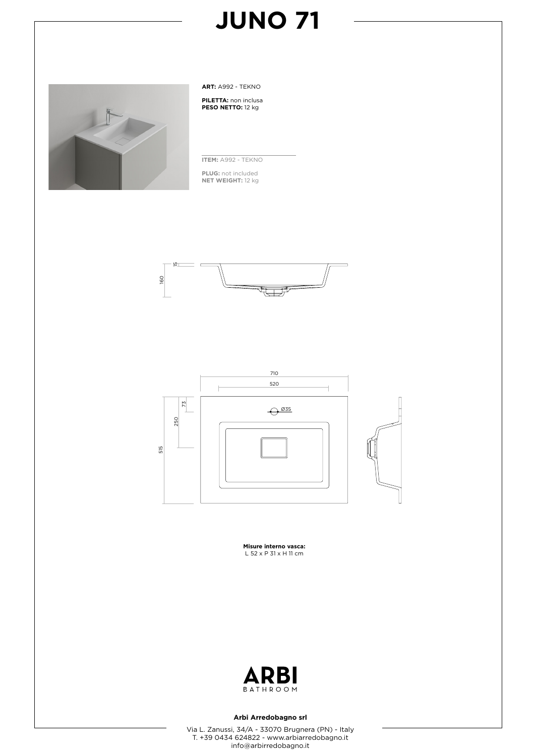# JUNO 71

**ART:** A992 - TEKNO

**PILETTA:** non inclusa
**PESO NETTO:** 12 kg

**ITEM:** A992 - TEKNO

**PLUG:** not included
**NET WEIGHT:** 12 kg

15
160

710
520
73
Ø35
250
515

**Misure interno vasca:**
L 52 x P 31 x H 11 cm

**Arbi Arredobagno srl**

Via L. Zanussi, 34/A - 33070 Brugnera (PN) - Italy
T. +39 0434 624822 - www.arbiarredobagno.it
info@arbirredobagno.it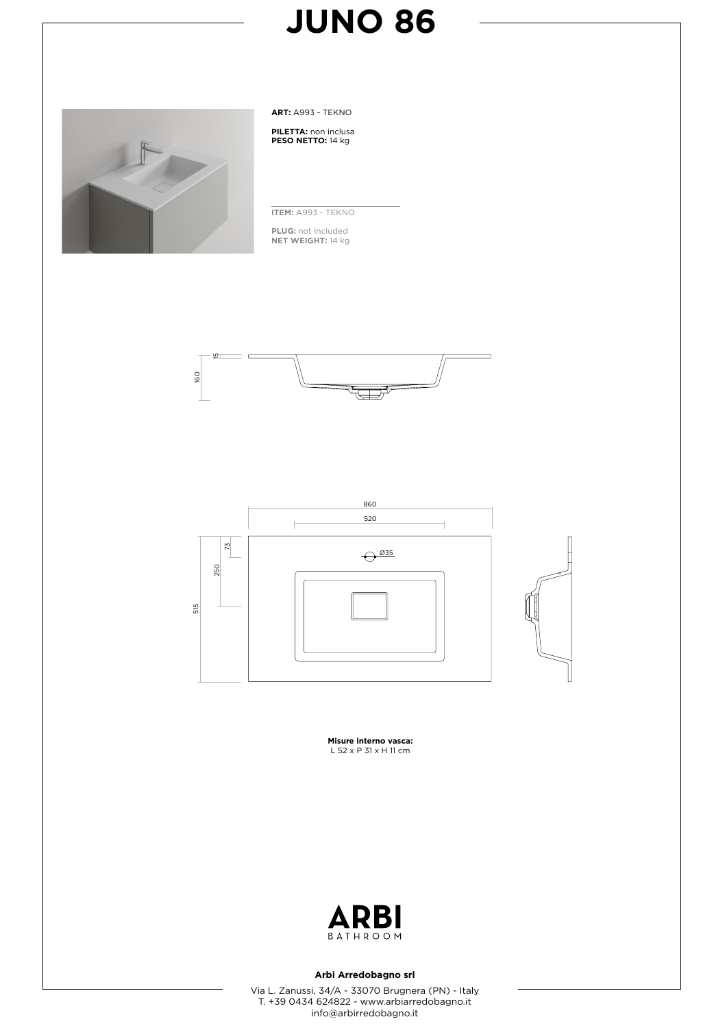# JUNO 86

**ART:** A993 - TEKNO

**PILETTA:** non inclusa
**PESO NETTO:** 14 kg

**ITEM:** A993 - TEKNO

**PLUG:** not included
**NET WEIGHT:** 14 kg

15

160

860

520

73

Ø35

250

515

**Misure interno vasca:**
L 52 x P 31 x H 11 cm

**Arbi Arredobagno srl**

Via L. Zanussi, 34/A - 33070 Brugnera (PN) - Italy
T. +39 0434 624822 - www.arbiarredobagno.it
info@arbirredobagno.it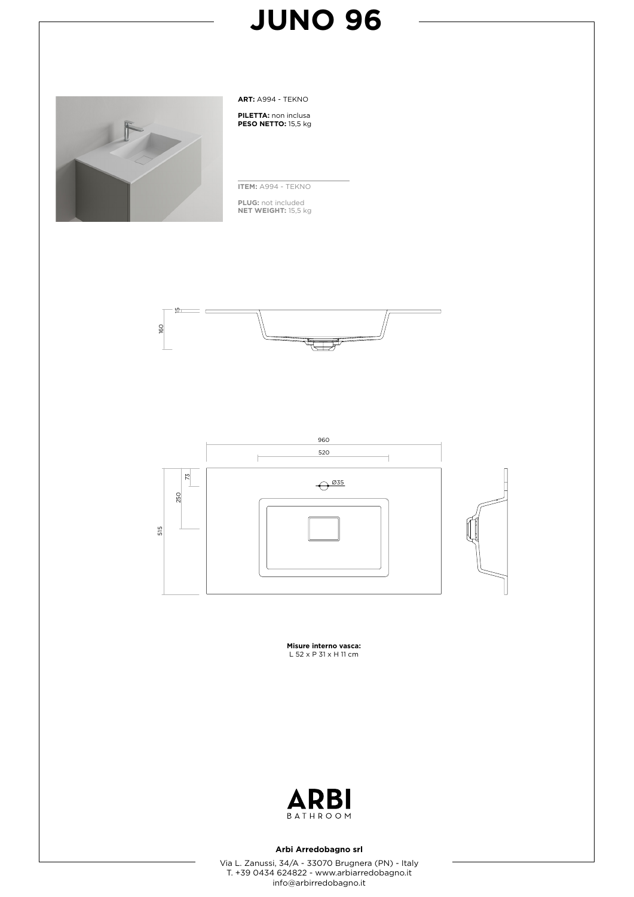# JUNO 96

**ART:** A994 - TEKNO

**PILETTA:** non inclusa
**PESO NETTO:** 15,5 kg

**ITEM:** A994 - TEKNO

**PLUG:** not included
**NET WEIGHT:** 15,5 kg

15

160

960

520

73

Ø35

250

515

**Misure interno vasca:**
L 52 x P 31 x H 11 cm

**Arbi Arredobagno srl**

Via L. Zanussi, 34/A - 33070 Brugnera (PN) - Italy
T. +39 0434 624822 - www.arbiarredobagno.it
info@arbirredobagno.it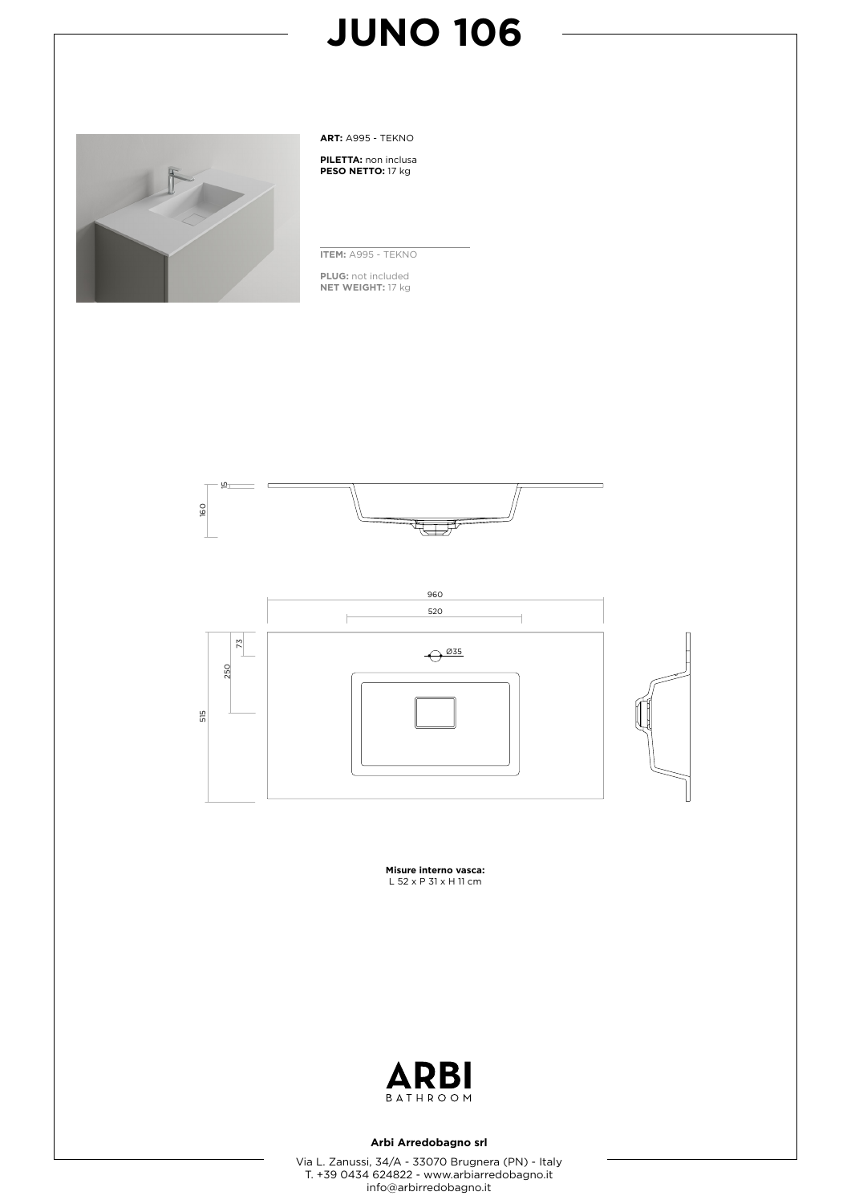# JUNO 106

**ART:** A995 - TEKNO

**PILETTA:** non inclusa
**PESO NETTO:** 17 kg

**ITEM:** A995 - TEKNO

**PLUG:** not included
**NET WEIGHT:** 17 kg

15

160

960

520

Ø35

73

250

515

**Misure interno vasca:**
L 52 x P 31 x H 11 cm

**Arbi Arredobagno srl**

Via L. Zanussi, 34/A - 33070 Brugnera (PN) - Italy
T. +39 0434 624822 - www.arbiarredobagno.it
info@arbirredobagno.it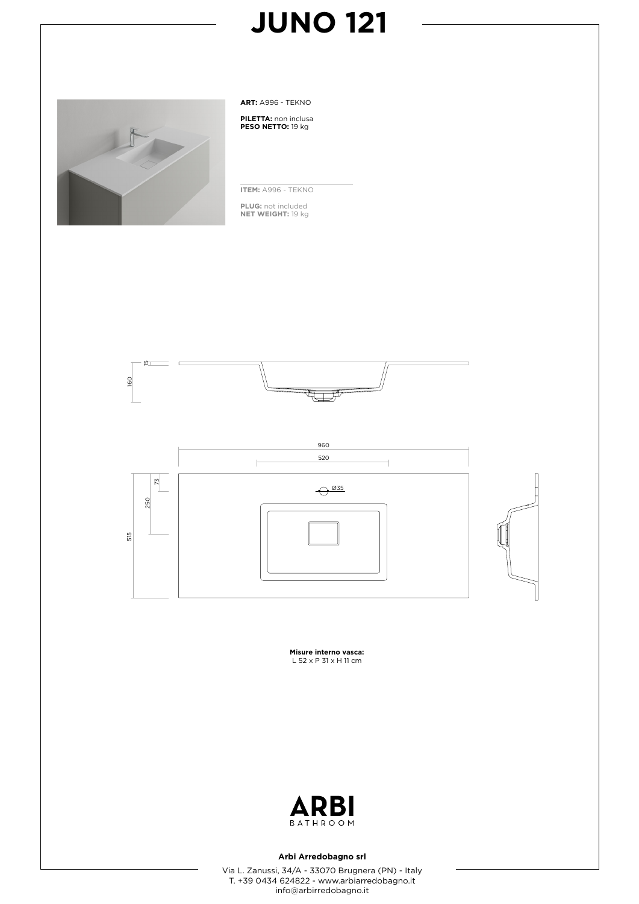# JUNO 121

**ART:** A996 - TEKNO

**PILETTA:** non inclusa
**PESO NETTO:** 19 kg

---

**ITEM:** A996 - TEKNO

**PLUG:** not included
**NET WEIGHT:** 19 kg

15

160

960

520

73

250

515

Ø35

**Misure interno vasca:**
L 52 x P 31 x H 11 cm

**Arbi Arredobagno srl**

Via L. Zanussi, 34/A - 33070 Brugnera (PN) - Italy
T. +39 0434 624822 - www.arbiarredobagno.it
info@arbirredobagno.it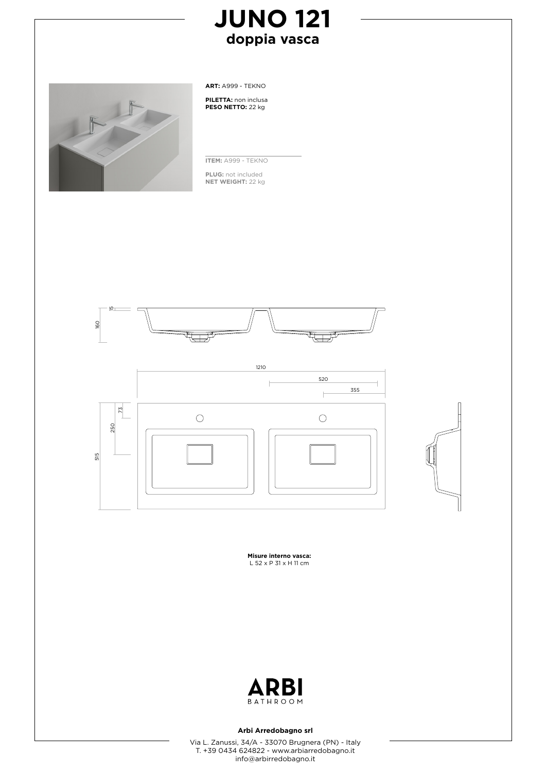# JUNO 121

## doppia vasca

**ART:** A999 - TEKNO

**PILETTA:** non inclusa
**PESO NETTO:** 22 kg

**ITEM:** A999 - TEKNO

**PLUG:** not included
**NET WEIGHT:** 22 kg

15
160

1210
520
355

73
250
515

**Misure interno vasca:**
L 52 x P 31 x H 11 cm

ARBI
BATHROOM

**Arbi Arredobagno srl**

Via L. Zanussi, 34/A - 33070 Brugnera (PN) - Italy
T. +39 0434 624822 - www.arbiarredobagno.it
info@arbirredobagno.it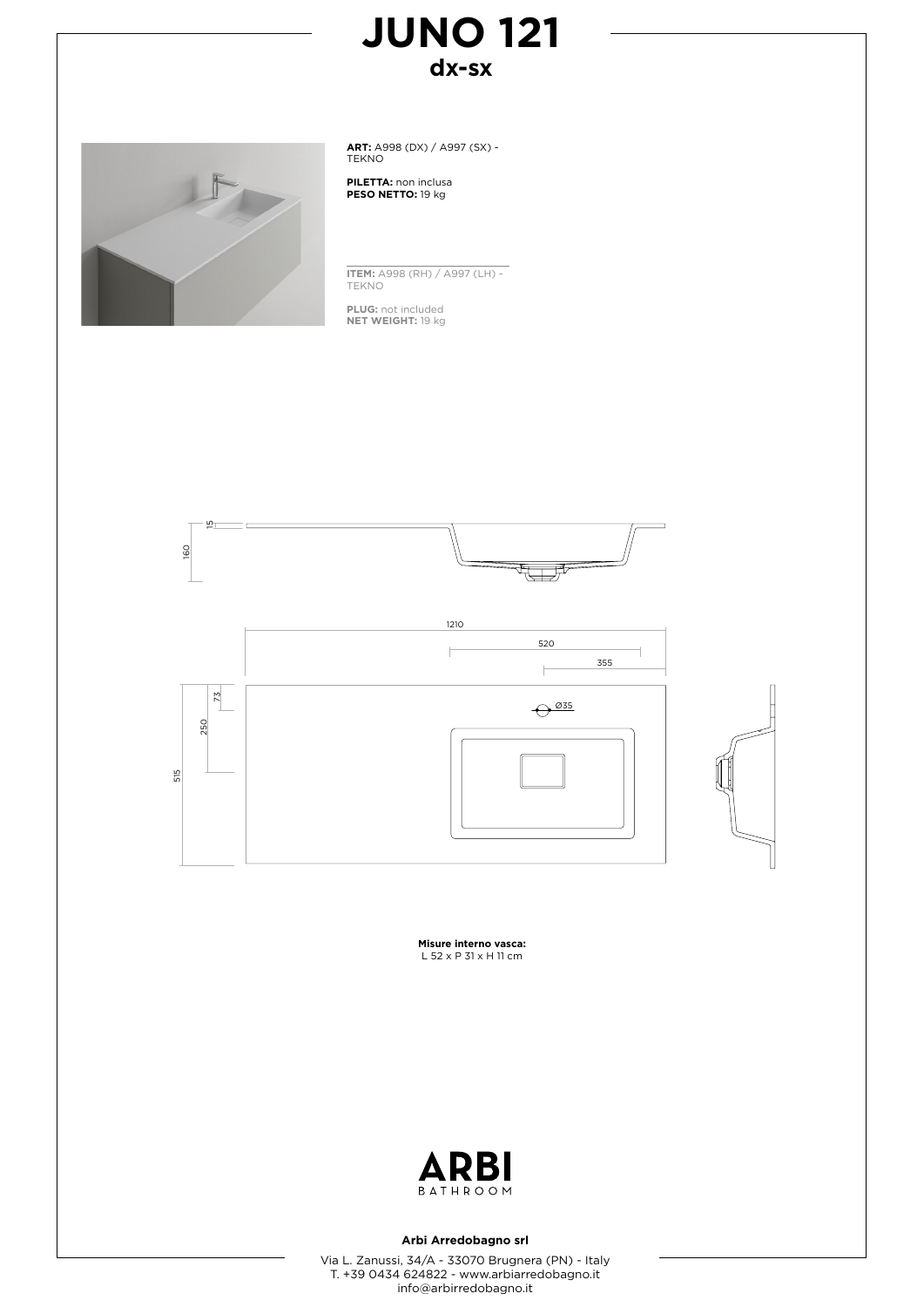# JUNO 121
## dx-sx

**ART:** A998 (DX) / A997 (SX) - TEKNO

**PILETTA:** non inclusa
**PESO NETTO:** 19 kg

**ITEM:** A998 (RH) / A997 (LH) - TEKNO

**PLUG:** not included
**NET WEIGHT:** 19 kg

15
160
1210
520
355
73
250
515
Ø35

**Misure interno vasca:**
L 52 x P 31 x H 11 cm

ARBI
BATHROOM

**Arbi Arredobagno srl**

Via L. Zanussi, 34/A - 33070 Brugnera (PN) - Italy
T. +39 0434 624822 - www.arbiarredobagno.it
info@arbirredobagno.it